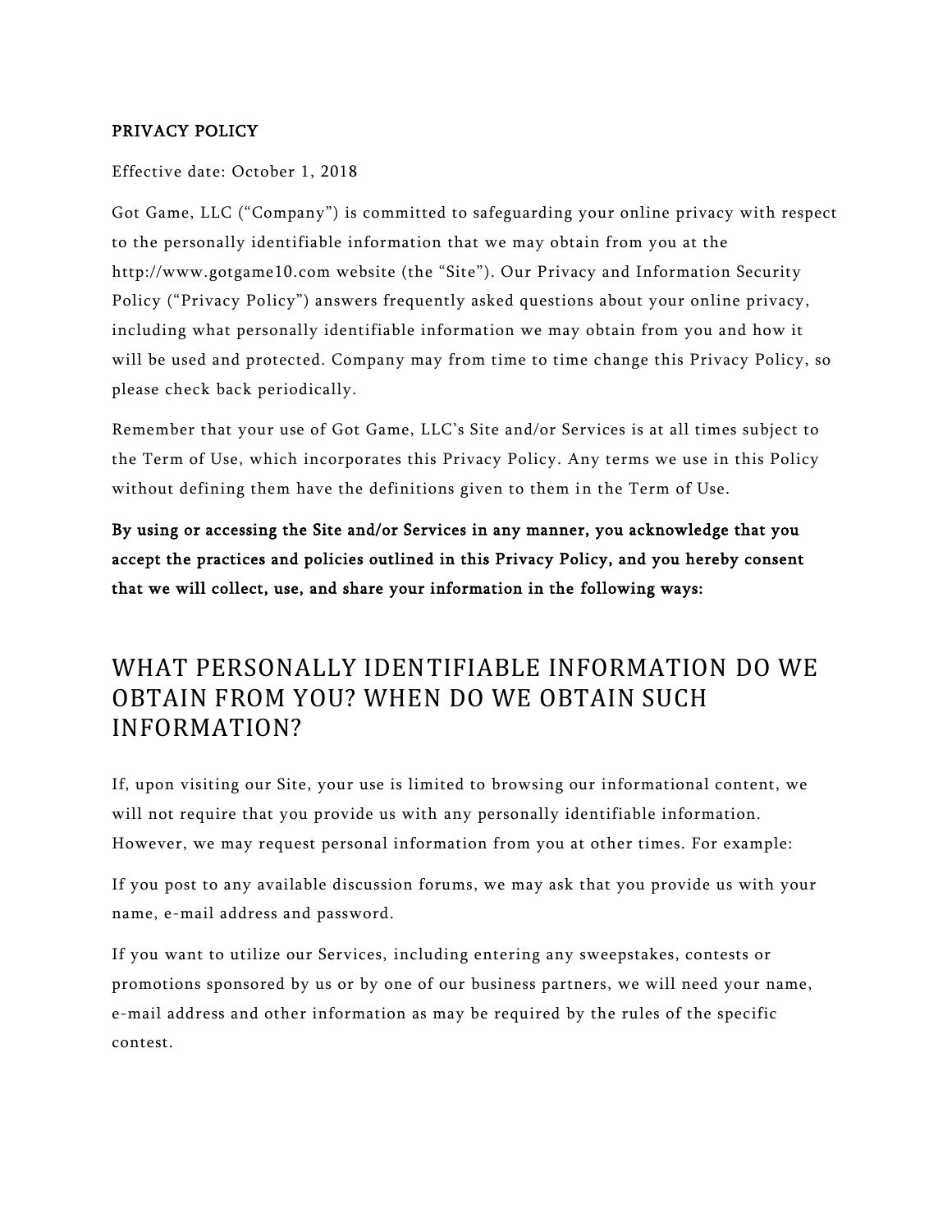**PRIVACY POLICY**

Effective date: October 1, 2018

Got Game, LLC ("Company") is committed to safeguarding your online privacy with respect to the personally identifiable information that we may obtain from you at the http://www.gotgame10.com website (the "Site"). Our Privacy and Information Security Policy ("Privacy Policy") answers frequently asked questions about your online privacy, including what personally identifiable information we may obtain from you and how it will be used and protected. Company may from time to time change this Privacy Policy, so please check back periodically.

Remember that your use of Got Game, LLC's Site and/or Services is at all times subject to the Term of Use, which incorporates this Privacy Policy. Any terms we use in this Policy without defining them have the definitions given to them in the Term of Use.

**By using or accessing the Site and/or Services in any manner, you acknowledge that you accept the practices and policies outlined in this Privacy Policy, and you hereby consent that we will collect, use, and share your information in the following ways:**

## WHAT PERSONALLY IDENTIFIABLE INFORMATION DO WE OBTAIN FROM YOU? WHEN DO WE OBTAIN SUCH INFORMATION?

If, upon visiting our Site, your use is limited to browsing our informational content, we will not require that you provide us with any personally identifiable information. However, we may request personal information from you at other times. For example:

If you post to any available discussion forums, we may ask that you provide us with your name, e-mail address and password.

If you want to utilize our Services, including entering any sweepstakes, contests or promotions sponsored by us or by one of our business partners, we will need your name, e-mail address and other information as may be required by the rules of the specific contest.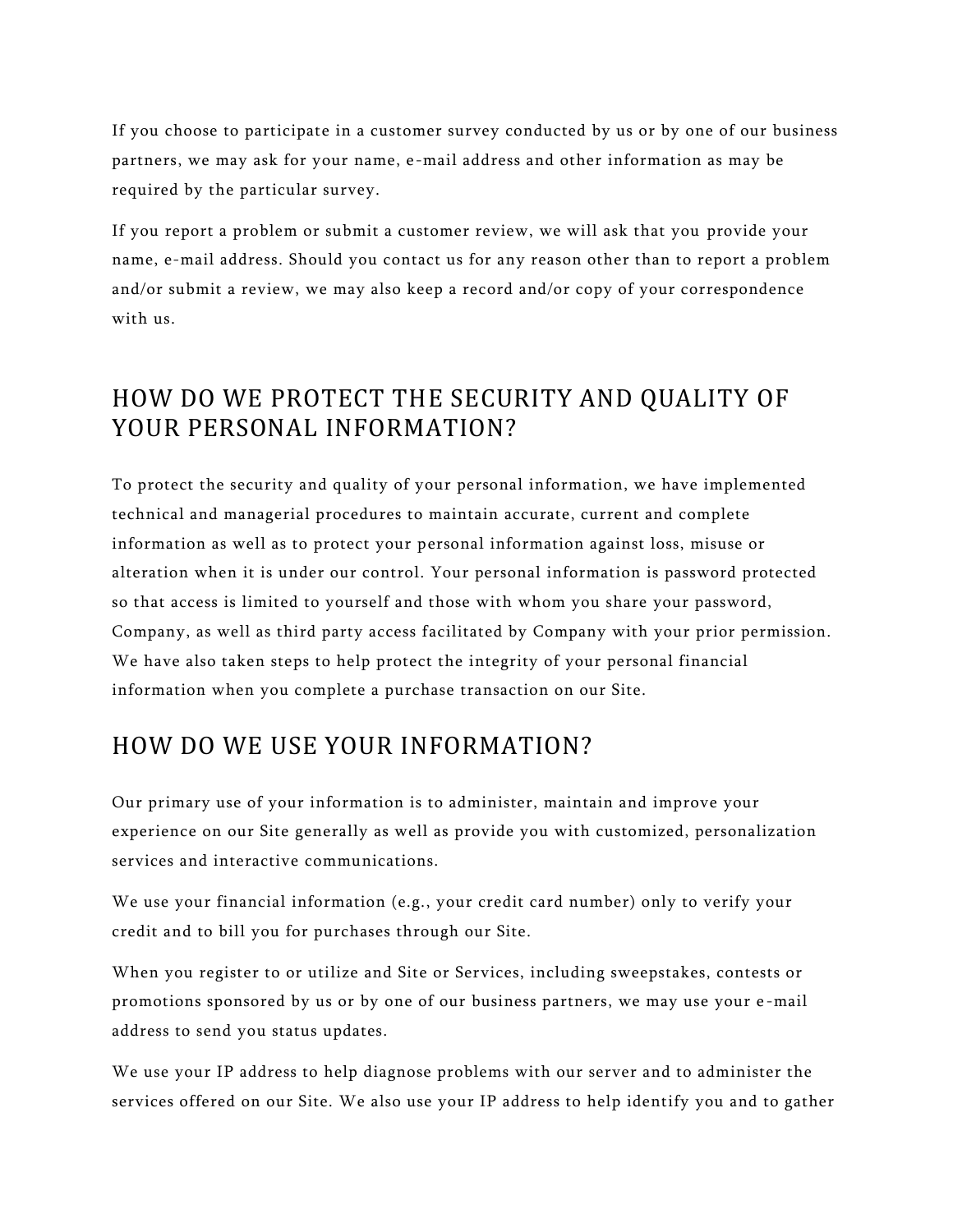If you choose to participate in a customer survey conducted by us or by one of our business partners, we may ask for your name, e-mail address and other information as may be required by the particular survey.

If you report a problem or submit a customer review, we will ask that you provide your name, e-mail address. Should you contact us for any reason other than to report a problem and/or submit a review, we may also keep a record and/or copy of your correspondence with us.

## HOW DO WE PROTECT THE SECURITY AND QUALITY OF YOUR PERSONAL INFORMATION?

To protect the security and quality of your personal information, we have implemented technical and managerial procedures to maintain accurate, current and complete information as well as to protect your personal information against loss, misuse or alteration when it is under our control. Your personal information is password protected so that access is limited to yourself and those with whom you share your password, Company, as well as third party access facilitated by Company with your prior permission. We have also taken steps to help protect the integrity of your personal financial information when you complete a purchase transaction on our Site.

## HOW DO WE USE YOUR INFORMATION?

Our primary use of your information is to administer, maintain and improve your experience on our Site generally as well as provide you with customized, personalization services and interactive communications.

We use your financial information (e.g., your credit card number) only to verify your credit and to bill you for purchases through our Site.

When you register to or utilize and Site or Services, including sweepstakes, contests or promotions sponsored by us or by one of our business partners, we may use your e-mail address to send you status updates.

We use your IP address to help diagnose problems with our server and to administer the services offered on our Site. We also use your IP address to help identify you and to gather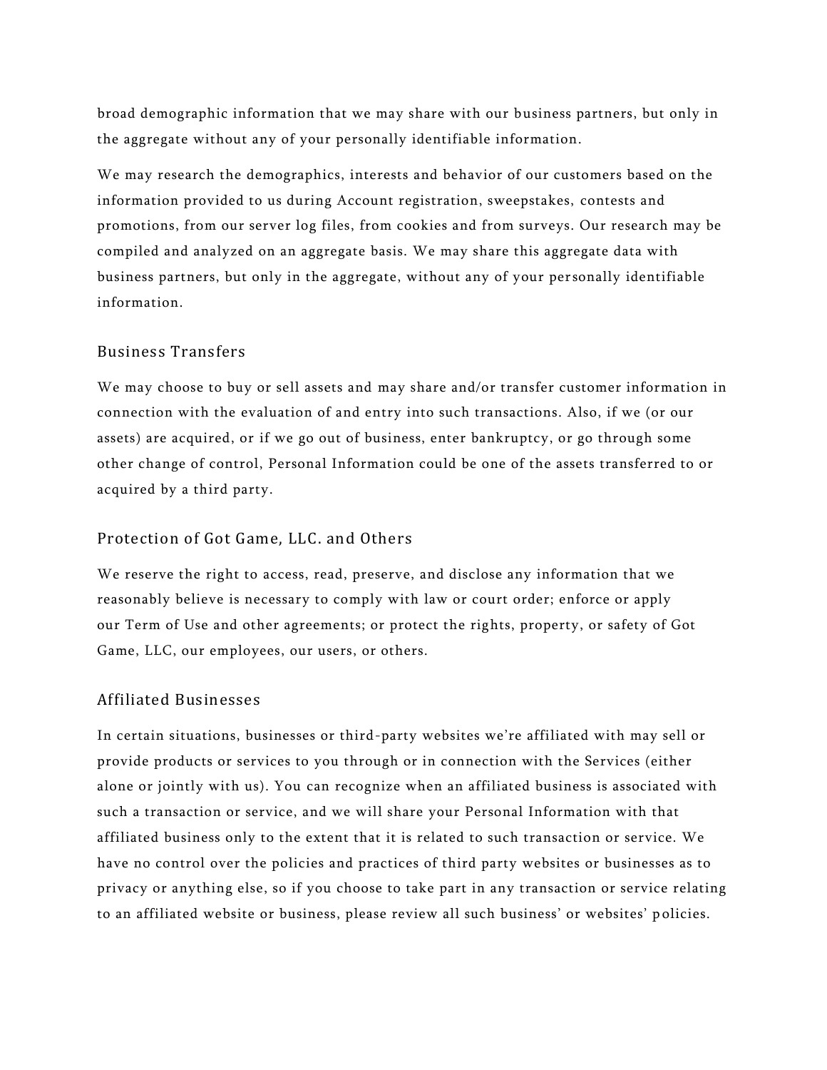broad demographic information that we may share with our business partners, but only in the aggregate without any of your personally identifiable information.

We may research the demographics, interests and behavior of our customers based on the information provided to us during Account registration, sweepstakes, contests and promotions, from our server log files, from cookies and from surveys. Our research may be compiled and analyzed on an aggregate basis. We may share this aggregate data with business partners, but only in the aggregate, without any of your personally identifiable information.

### Business Transfers

We may choose to buy or sell assets and may share and/or transfer customer information in connection with the evaluation of and entry into such transactions. Also, if we (or our assets) are acquired, or if we go out of business, enter bankruptcy, or go through some other change of control, Personal Information could be one of the assets transferred to or acquired by a third party.

### Protection of Got Game, LLC. and Others

We reserve the right to access, read, preserve, and disclose any information that we reasonably believe is necessary to comply with law or court order; enforce or apply our Term of Use and other agreements; or protect the rights, property, or safety of Got Game, LLC, our employees, our users, or others.

### Affiliated Businesses

In certain situations, businesses or third-party websites we're affiliated with may sell or provide products or services to you through or in connection with the Services (either alone or jointly with us). You can recognize when an affiliated business is associated with such a transaction or service, and we will share your Personal Information with that affiliated business only to the extent that it is related to such transaction or service. We have no control over the policies and practices of third party websites or businesses as to privacy or anything else, so if you choose to take part in any transaction or service relating to an affiliated website or business, please review all such business' or websites' policies.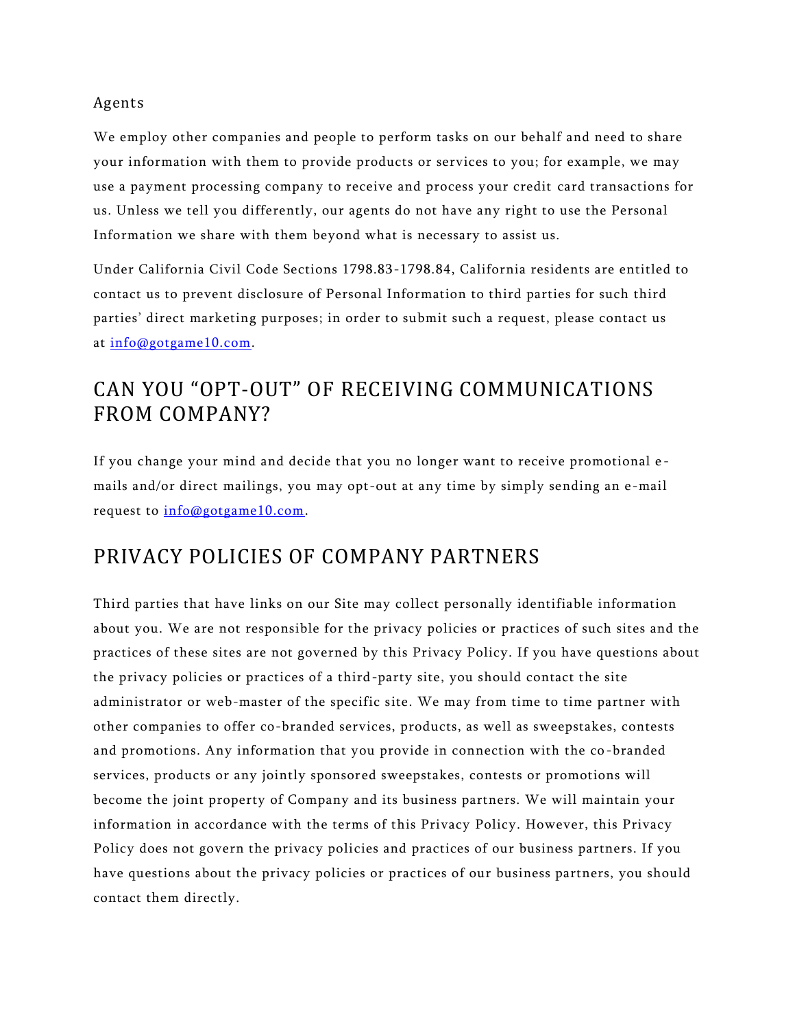Agents

We employ other companies and people to perform tasks on our behalf and need to share your information with them to provide products or services to you; for example, we may use a payment processing company to receive and process your credit card transactions for us. Unless we tell you differently, our agents do not have any right to use the Personal Information we share with them beyond what is necessary to assist us.

Under California Civil Code Sections 1798.83-1798.84, California residents are entitled to contact us to prevent disclosure of Personal Information to third parties for such third parties' direct marketing purposes; in order to submit such a request, please contact us at info@gotgame10.com.

## CAN YOU "OPT-OUT" OF RECEIVING COMMUNICATIONS FROM COMPANY?

If you change your mind and decide that you no longer want to receive promotional e-mails and/or direct mailings, you may opt-out at any time by simply sending an e-mail request to info@gotgame10.com.

## PRIVACY POLICIES OF COMPANY PARTNERS

Third parties that have links on our Site may collect personally identifiable information about you. We are not responsible for the privacy policies or practices of such sites and the practices of these sites are not governed by this Privacy Policy. If you have questions about the privacy policies or practices of a third-party site, you should contact the site administrator or web-master of the specific site. We may from time to time partner with other companies to offer co-branded services, products, as well as sweepstakes, contests and promotions. Any information that you provide in connection with the co-branded services, products or any jointly sponsored sweepstakes, contests or promotions will become the joint property of Company and its business partners. We will maintain your information in accordance with the terms of this Privacy Policy. However, this Privacy Policy does not govern the privacy policies and practices of our business partners. If you have questions about the privacy policies or practices of our business partners, you should contact them directly.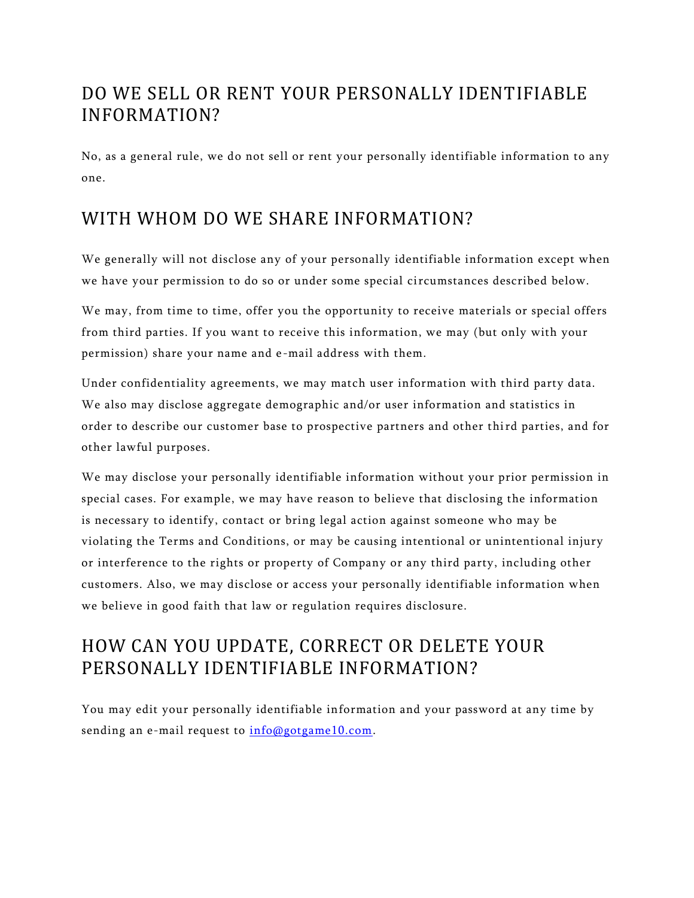## DO WE SELL OR RENT YOUR PERSONALLY IDENTIFIABLE INFORMATION?

No, as a general rule, we do not sell or rent your personally identifiable information to any one.

## WITH WHOM DO WE SHARE INFORMATION?

We generally will not disclose any of your personally identifiable information except when we have your permission to do so or under some special circumstances described below.

We may, from time to time, offer you the opportunity to receive materials or special offers from third parties. If you want to receive this information, we may (but only with your permission) share your name and e-mail address with them.

Under confidentiality agreements, we may match user information with third party data. We also may disclose aggregate demographic and/or user information and statistics in order to describe our customer base to prospective partners and other third parties, and for other lawful purposes.

We may disclose your personally identifiable information without your prior permission in special cases. For example, we may have reason to believe that disclosing the information is necessary to identify, contact or bring legal action against someone who may be violating the Terms and Conditions, or may be causing intentional or unintentional injury or interference to the rights or property of Company or any third party, including other customers. Also, we may disclose or access your personally identifiable information when we believe in good faith that law or regulation requires disclosure.

## HOW CAN YOU UPDATE, CORRECT OR DELETE YOUR PERSONALLY IDENTIFIABLE INFORMATION?

You may edit your personally identifiable information and your password at any time by sending an e-mail request to [info@gotgame10.com](mailto:info@gotgame10.com).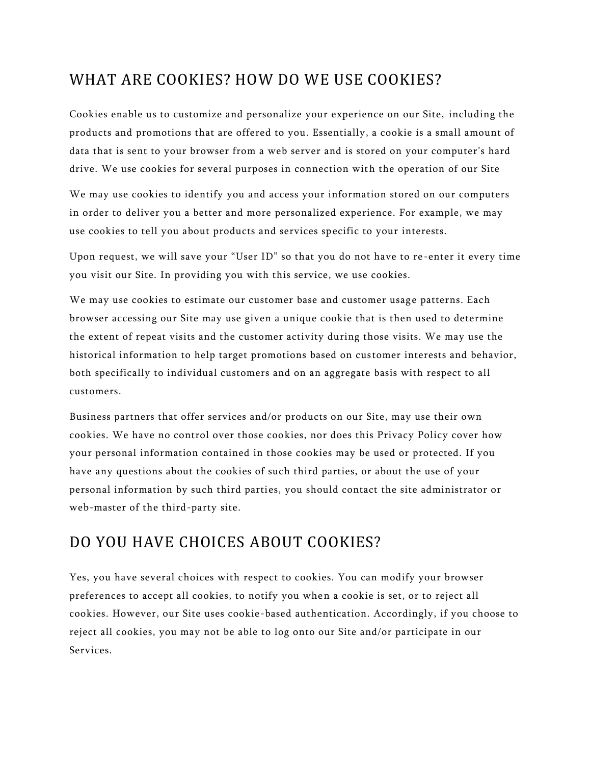## WHAT ARE COOKIES? HOW DO WE USE COOKIES?

Cookies enable us to customize and personalize your experience on our Site, including the products and promotions that are offered to you. Essentially, a cookie is a small amount of data that is sent to your browser from a web server and is stored on your computer's hard drive. We use cookies for several purposes in connection with the operation of our Site

We may use cookies to identify you and access your information stored on our computers in order to deliver you a better and more personalized experience. For example, we may use cookies to tell you about products and services specific to your interests.

Upon request, we will save your "User ID" so that you do not have to re-enter it every time you visit our Site. In providing you with this service, we use cookies.

We may use cookies to estimate our customer base and customer usage patterns. Each browser accessing our Site may use given a unique cookie that is then used to determine the extent of repeat visits and the customer activity during those visits. We may use the historical information to help target promotions based on customer interests and behavior, both specifically to individual customers and on an aggregate basis with respect to all customers.

Business partners that offer services and/or products on our Site, may use their own cookies. We have no control over those cookies, nor does this Privacy Policy cover how your personal information contained in those cookies may be used or protected. If you have any questions about the cookies of such third parties, or about the use of your personal information by such third parties, you should contact the site administrator or web-master of the third-party site.

## DO YOU HAVE CHOICES ABOUT COOKIES?

Yes, you have several choices with respect to cookies. You can modify your browser preferences to accept all cookies, to notify you when a cookie is set, or to reject all cookies. However, our Site uses cookie-based authentication. Accordingly, if you choose to reject all cookies, you may not be able to log onto our Site and/or participate in our Services.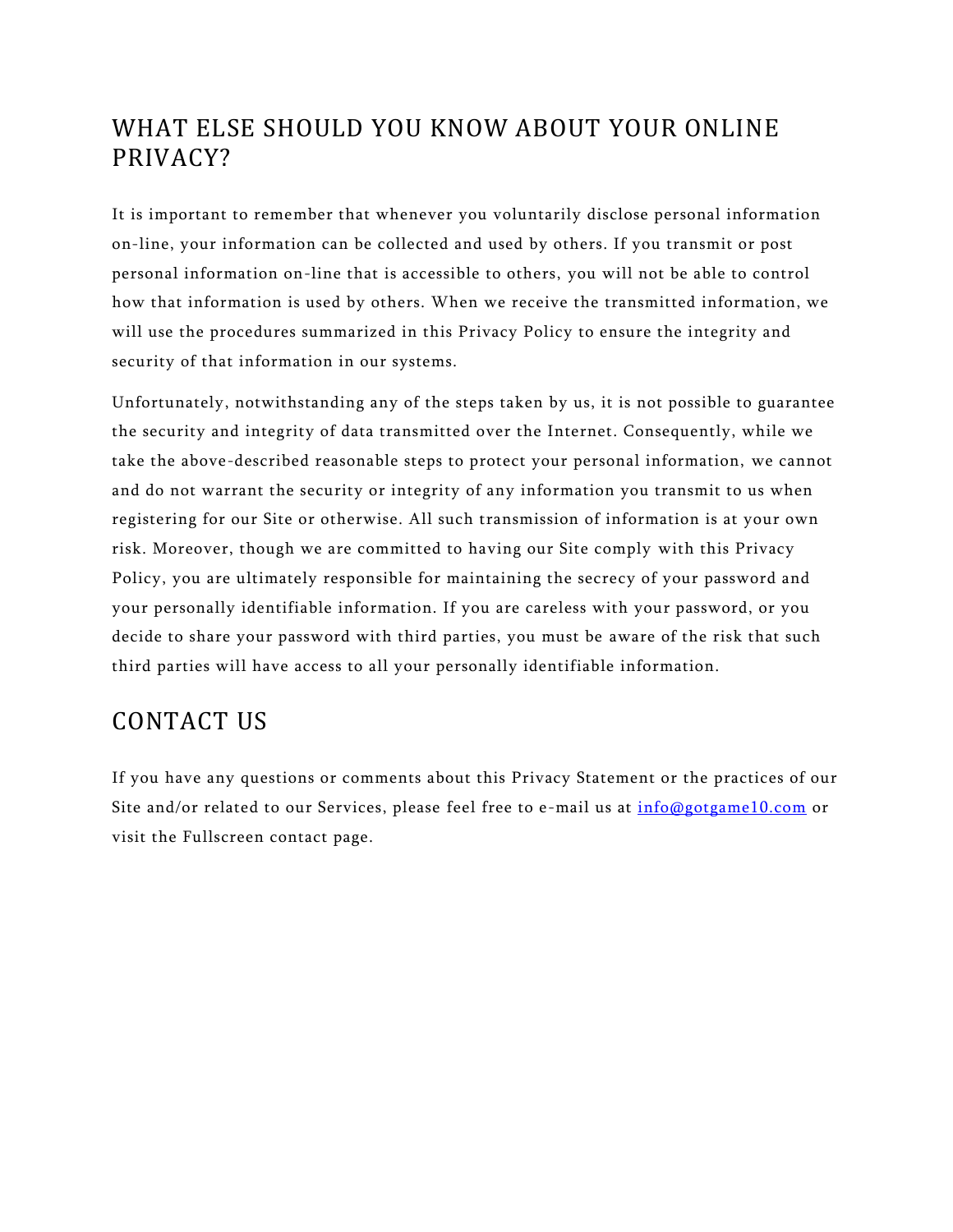## WHAT ELSE SHOULD YOU KNOW ABOUT YOUR ONLINE PRIVACY?

It is important to remember that whenever you voluntarily disclose personal information on-line, your information can be collected and used by others. If you transmit or post personal information on-line that is accessible to others, you will not be able to control how that information is used by others. When we receive the transmitted information, we will use the procedures summarized in this Privacy Policy to ensure the integrity and security of that information in our systems.

Unfortunately, notwithstanding any of the steps taken by us, it is not possible to guarantee the security and integrity of data transmitted over the Internet. Consequently, while we take the above-described reasonable steps to protect your personal information, we cannot and do not warrant the security or integrity of any information you transmit to us when registering for our Site or otherwise. All such transmission of information is at your own risk. Moreover, though we are committed to having our Site comply with this Privacy Policy, you are ultimately responsible for maintaining the secrecy of your password and your personally identifiable information. If you are careless with your password, or you decide to share your password with third parties, you must be aware of the risk that such third parties will have access to all your personally identifiable information.

## CONTACT US

If you have any questions or comments about this Privacy Statement or the practices of our Site and/or related to our Services, please feel free to e-mail us at [info@gotgame10.com](mailto:info@gotgame10.com) or visit the Fullscreen contact page.